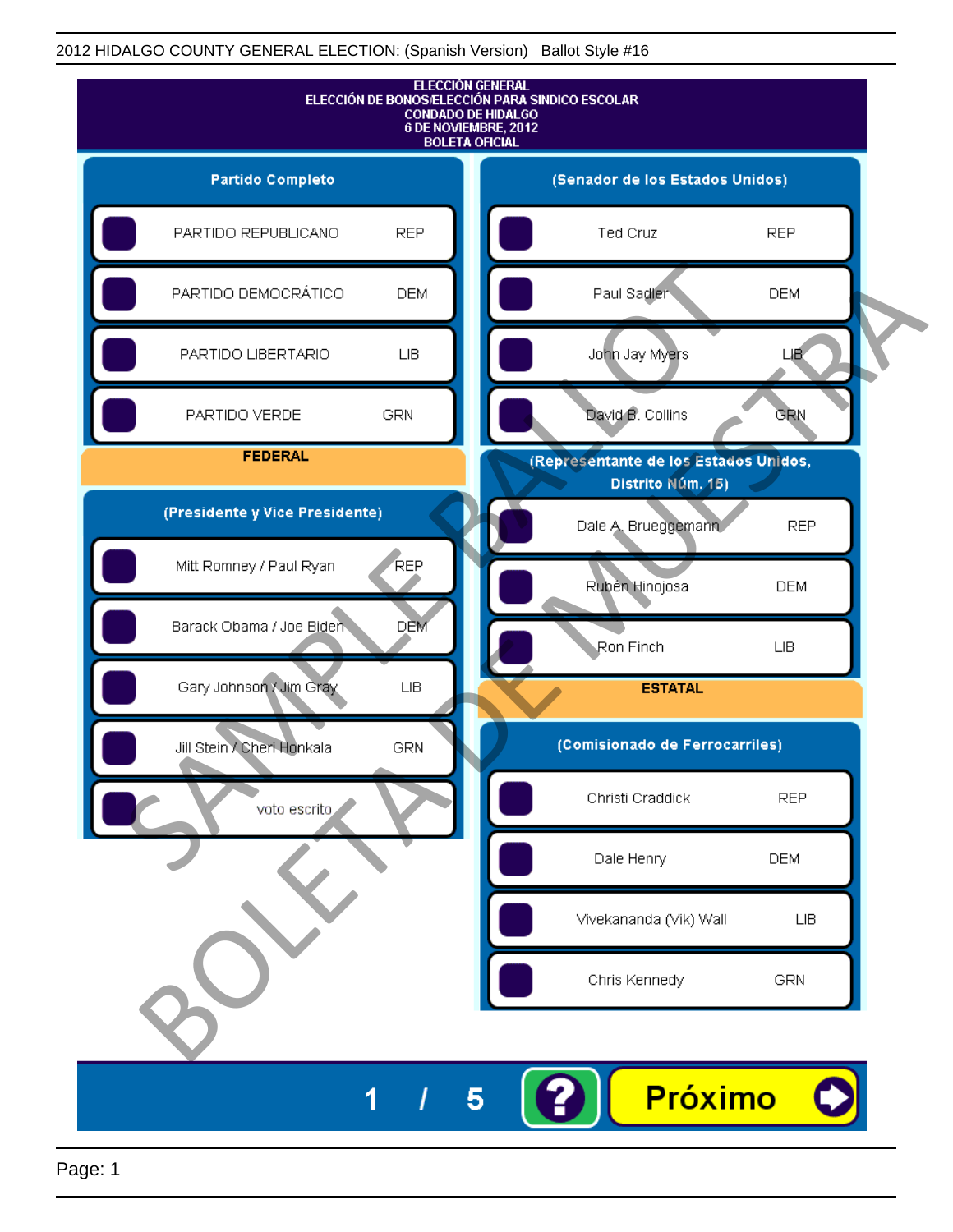2012 HIDALGO COUNTY GENERAL ELECTION: (Spanish Version) Ballot Style #16

# ELECCIÓN GENERAL
## ELECCIÓN DE BONOS/ELECCIÓN PARA SINDICO ESCOLAR
## CONDADO DE HIDALGO
## 6 DE NOVIEMBRE, 2012
## BOLETA OFICIAL

### Partido Completo

| Candidate | Party |
| --- | --- |
| PARTIDO REPUBLICANO | REP |
| PARTIDO DEMOCRÁTICO | DEM |
| PARTIDO LIBERTARIO | LIB |
| PARTIDO VERDE | GRN |

## FEDERAL

### (Presidente y Vice Presidente)

| Candidate | Party |
| --- | --- |
| Mitt Romney / Paul Ryan | REP |
| Barack Obama / Joe Biden | DEM |
| Gary Johnson / Jim Gray | LIB |
| Jill Stein / Cheri Honkala | GRN |
| voto escrito | |

### (Senador de los Estados Unidos)

| Candidate | Party |
| --- | --- |
| Ted Cruz | REP |
| Paul Sadler | DEM |
| John Jay Myers | LIB |
| David B. Collins | GRN |

### (Representante de los Estados Unidos, Distrito Núm. 15)

| Candidate | Party |
| --- | --- |
| Dale A. Brueggemann | REP |
| Rubén Hinojosa | DEM |
| Ron Finch | LIB |

## ESTATAL

### (Comisionado de Ferrocarriles)

| Candidate | Party |
| --- | --- |
| Christi Craddick | REP |
| Dale Henry | DEM |
| Vivekananda (Vik) Wall | LIB |
| Chris Kennedy | GRN |

SAMPLE BALLOT / BOLETA DE MUESTRA

1 / 5 ? Próximo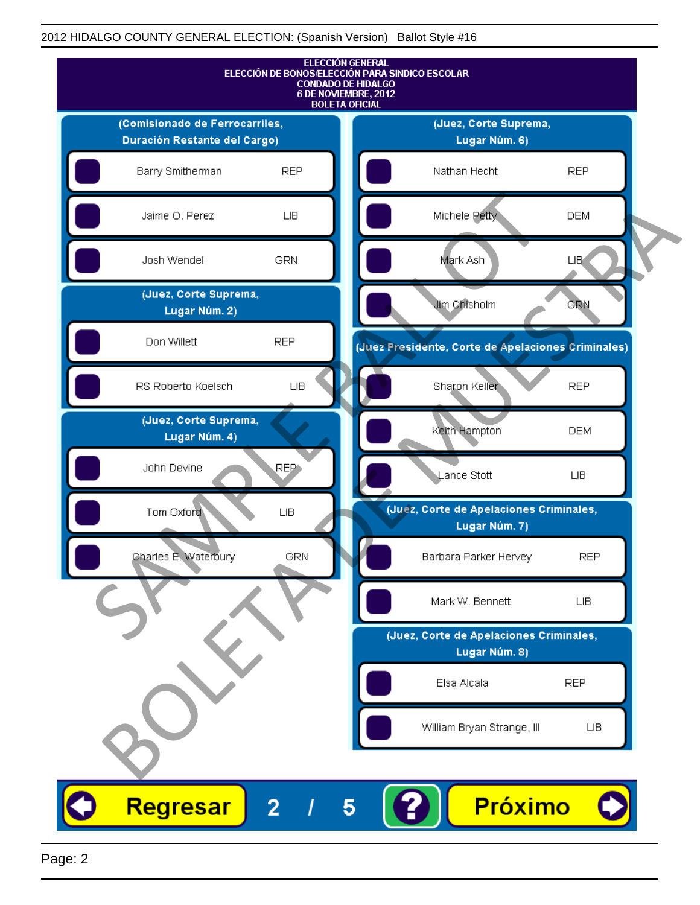ELECCIÓN GENERAL
ELECCIÓN DE BONOS/ELECCIÓN PARA SINDICO ESCOLAR
CONDADO DE HIDALGO
6 DE NOVIEMBRE, 2012
BOLETA OFICIAL

## (Comisionado de Ferrocarriles, Duración Restante del Cargo)

| Candidato | Partido |
|---|---|
| Barry Smitherman | REP |
| Jaime O. Perez | LIB |
| Josh Wendel | GRN |

## (Juez, Corte Suprema, Lugar Núm. 2)

| Candidato | Partido |
|---|---|
| Don Willett | REP |
| RS Roberto Koelsch | LIB |

## (Juez, Corte Suprema, Lugar Núm. 4)

| Candidato | Partido |
|---|---|
| John Devine | REP |
| Tom Oxford | LIB |
| Charles E. Waterbury | GRN |

## (Juez, Corte Suprema, Lugar Núm. 6)

| Candidato | Partido |
|---|---|
| Nathan Hecht | REP |
| Michele Petty | DEM |
| Mark Ash | LIB |
| Jim Chisholm | GRN |

## (Juez Presidente, Corte de Apelaciones Criminales)

| Candidato | Partido |
|---|---|
| Sharon Keller | REP |
| Keith Hampton | DEM |
| Lance Stott | LIB |

## (Juez, Corte de Apelaciones Criminales, Lugar Núm. 7)

| Candidato | Partido |
|---|---|
| Barbara Parker Hervey | REP |
| Mark W. Bennett | LIB |

## (Juez, Corte de Apelaciones Criminales, Lugar Núm. 8)

| Candidato | Partido |
|---|---|
| Elsa Alcala | REP |
| William Bryan Strange, III | LIB |

SAMPLE BALLOT
BOLETA DE MUESTRA

Regresar | 2 / 5 | ? | Próximo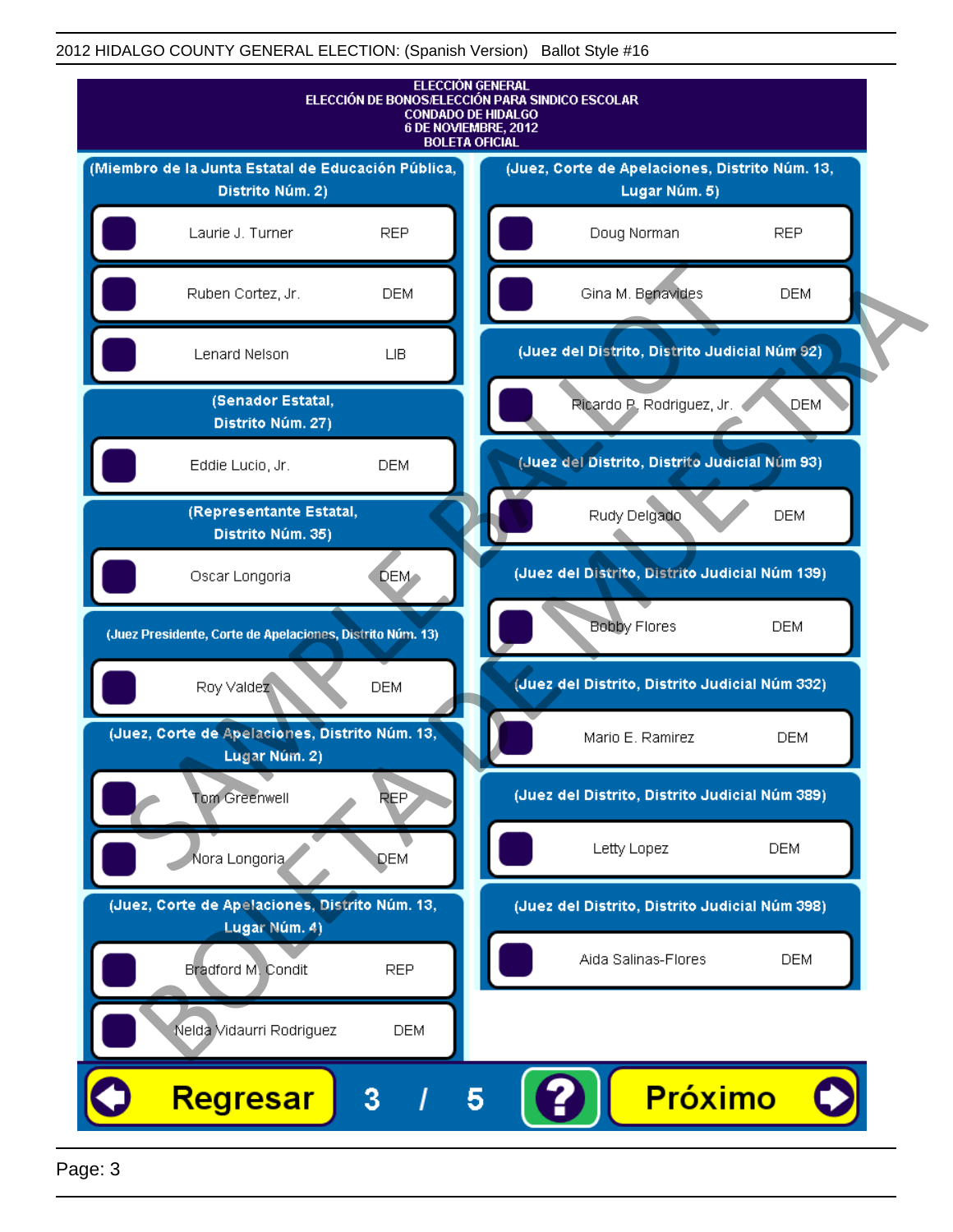2012 HIDALGO COUNTY GENERAL ELECTION: (Spanish Version)   Ballot Style #16

# ELECCIÓN GENERAL
# ELECCIÓN DE BONOS/ELECCIÓN PARA SINDICO ESCOLAR
# CONDADO DE HIDALGO
# 6 DE NOVIEMBRE, 2012
# BOLETA OFICIAL

## (Miembro de la Junta Estatal de Educación Pública, Distrito Núm. 2)

- Laurie J. Turner — REP
- Ruben Cortez, Jr. — DEM
- Lenard Nelson — LIB

## (Senador Estatal, Distrito Núm. 27)

- Eddie Lucio, Jr. — DEM

## (Representante Estatal, Distrito Núm. 35)

- Oscar Longoria — DEM

## (Juez Presidente, Corte de Apelaciones, Distrito Núm. 13)

- Roy Valdez — DEM

## (Juez, Corte de Apelaciones, Distrito Núm. 13, Lugar Núm. 2)

- Tom Greenwell — REP
- Nora Longoria — DEM

## (Juez, Corte de Apelaciones, Distrito Núm. 13, Lugar Núm. 4)

- Bradford M. Condit — REP
- Nelda Vidaurri Rodriguez — DEM

## (Juez, Corte de Apelaciones, Distrito Núm. 13, Lugar Núm. 5)

- Doug Norman — REP
- Gina M. Benavides — DEM

## (Juez del Distrito, Distrito Judicial Núm 92)

- Ricardo P. Rodriguez, Jr. — DEM

## (Juez del Distrito, Distrito Judicial Núm 93)

- Rudy Delgado — DEM

## (Juez del Distrito, Distrito Judicial Núm 139)

- Bobby Flores — DEM

## (Juez del Distrito, Distrito Judicial Núm 332)

- Mario E. Ramirez — DEM

## (Juez del Distrito, Distrito Judicial Núm 389)

- Letty Lopez — DEM

## (Juez del Distrito, Distrito Judicial Núm 398)

- Aida Salinas-Flores — DEM

Regresar   3 / 5   ?   Próximo

SAMPLE BALLOT — BOLETA DE MUESTRA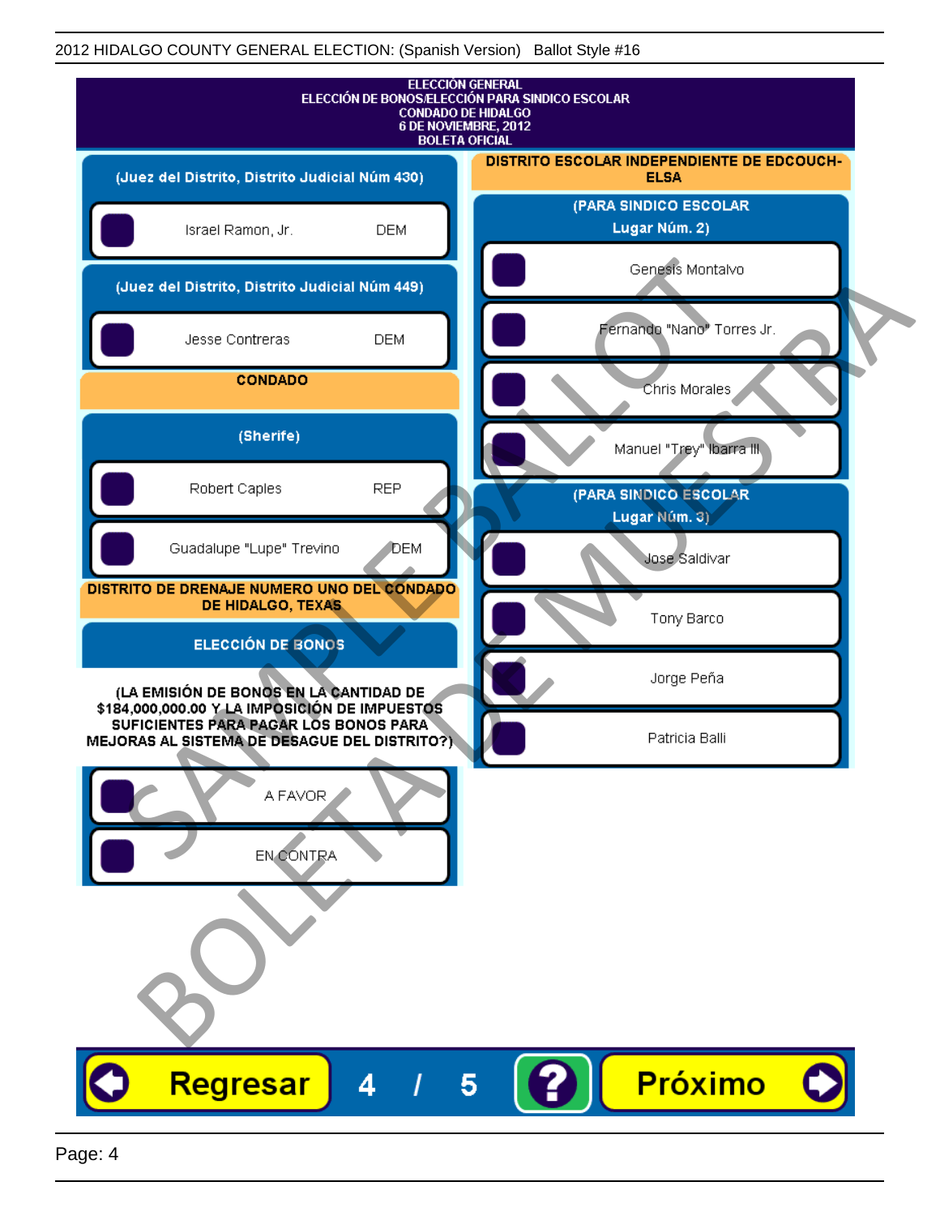2012 HIDALGO COUNTY GENERAL ELECTION: (Spanish Version) Ballot Style #16

**ELECCIÓN GENERAL**
**ELECCIÓN DE BONOS/ELECCIÓN PARA SINDICO ESCOLAR**
**CONDADO DE HIDALGO**
**6 DE NOVIEMBRE, 2012**
**BOLETA OFICIAL**

**(Juez del Distrito, Distrito Judicial Núm 430)**

- Israel Ramon, Jr. — DEM

**(Juez del Distrito, Distrito Judicial Núm 449)**

- Jesse Contreras — DEM

**CONDADO**

**(Sherife)**

- Robert Caples — REP
- Guadalupe "Lupe" Trevino — DEM

**DISTRITO DE DRENAJE NUMERO UNO DEL CONDADO DE HIDALGO, TEXAS**

**ELECCIÓN DE BONOS**

**(LA EMISIÓN DE BONOS EN LA CANTIDAD DE $184,000,000.00 Y LA IMPOSICIÓN DE IMPUESTOS SUFICIENTES PARA PAGAR LOS BONOS PARA MEJORAS AL SISTEMA DE DESAGUE DEL DISTRITO?)**

- A FAVOR
- EN CONTRA

**DISTRITO ESCOLAR INDEPENDIENTE DE EDCOUCH-ELSA**

**(PARA SINDICO ESCOLAR Lugar Núm. 2)**

- Genesis Montalvo
- Fernando "Nano" Torres Jr.
- Chris Morales
- Manuel "Trey" Ibarra III

**(PARA SINDICO ESCOLAR Lugar Núm. 3)**

- Jose Saldivar
- Tony Barco
- Jorge Peña
- Patricia Balli

Regresar 4 / 5 ? Próximo

SAMPLE BALLOT — BOLETA DE MUESTRA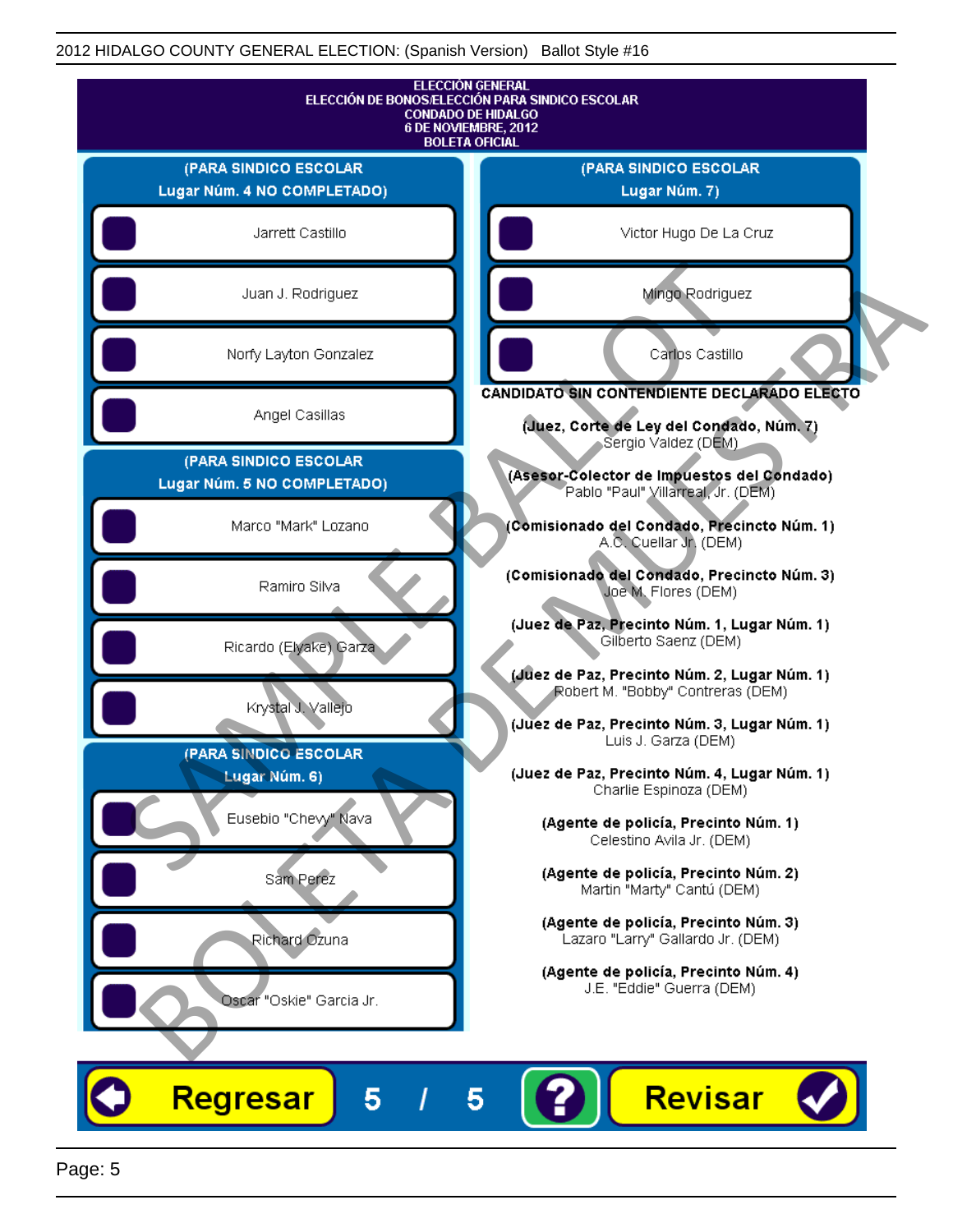ELECCIÓN GENERAL
ELECCIÓN DE BONOS/ELECCIÓN PARA SINDICO ESCOLAR
CONDADO DE HIDALGO
6 DE NOVIEMBRE, 2012
BOLETA OFICIAL

**(PARA SINDICO ESCOLAR Lugar Núm. 4 NO COMPLETADO)**

- Jarrett Castillo
- Juan J. Rodriguez
- Norfy Layton Gonzalez
- Angel Casillas

**(PARA SINDICO ESCOLAR Lugar Núm. 5 NO COMPLETADO)**

- Marco "Mark" Lozano
- Ramiro Silva
- Ricardo (Elyake) Garza
- Krystal J. Vallejo

**(PARA SINDICO ESCOLAR Lugar Núm. 6)**

- Eusebio "Chevy" Nava
- Sam Perez
- Richard Ozuna
- Oscar "Oskie" Garcia Jr.

**(PARA SINDICO ESCOLAR Lugar Núm. 7)**

- Victor Hugo De La Cruz
- Mingo Rodriguez
- Carlos Castillo

**CANDIDATO SIN CONTENDIENTE DECLARADO ELECTO**

**(Juez, Corte de Ley del Condado, Núm. 7)**
Sergio Valdez (DEM)

**(Asesor-Colector de Impuestos del Condado)**
Pablo "Paul" Villarreal, Jr. (DEM)

**(Comisionado del Condado, Precincto Núm. 1)**
A.C. Cuellar Jr. (DEM)

**(Comisionado del Condado, Precincto Núm. 3)**
Joe M. Flores (DEM)

**(Juez de Paz, Precinto Núm. 1, Lugar Núm. 1)**
Gilberto Saenz (DEM)

**(Juez de Paz, Precinto Núm. 2, Lugar Núm. 1)**
Robert M. "Bobby" Contreras (DEM)

**(Juez de Paz, Precinto Núm. 3, Lugar Núm. 1)**
Luis J. Garza (DEM)

**(Juez de Paz, Precinto Núm. 4, Lugar Núm. 1)**
Charlie Espinoza (DEM)

**(Agente de policía, Precinto Núm. 1)**
Celestino Avila Jr. (DEM)

**(Agente de policía, Precinto Núm. 2)**
Martin "Marty" Cantú (DEM)

**(Agente de policía, Precinto Núm. 3)**
Lazaro "Larry" Gallardo Jr. (DEM)

**(Agente de policía, Precinto Núm. 4)**
J.E. "Eddie" Guerra (DEM)

Regresar 5 / 5 ? Revisar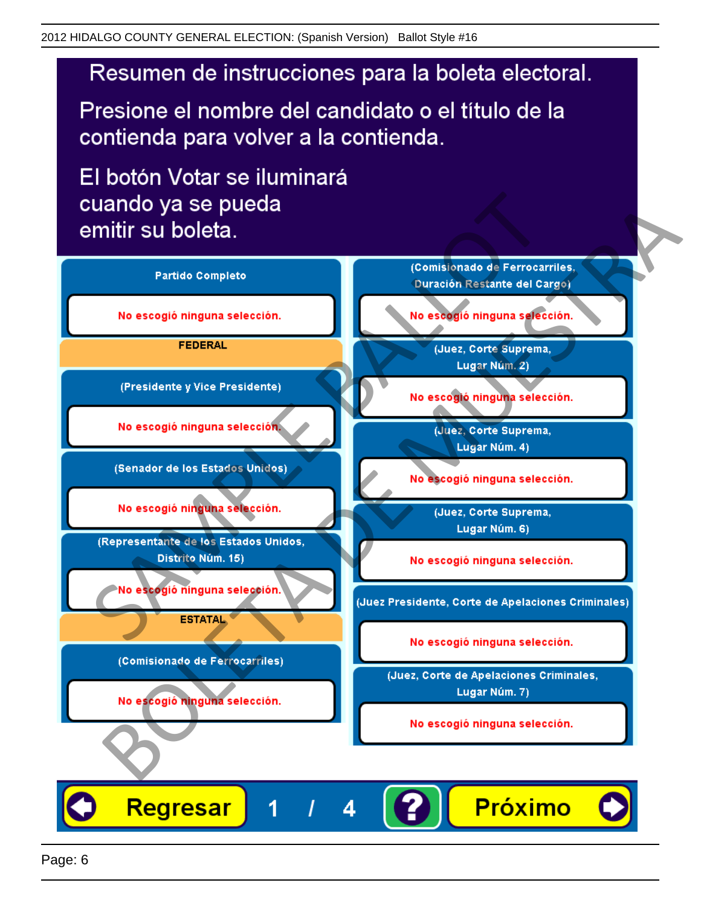# Resumen de instrucciones para la boleta electoral.

Presione el nombre del candidato o el título de la contienda para volver a la contienda.

El botón Votar se iluminará cuando ya se pueda emitir su boleta.

**Partido Completo**

No escogió ninguna selección.

**FEDERAL**

**(Presidente y Vice Presidente)**

No escogió ninguna selección.

**(Senador de los Estados Unidos)**

No escogió ninguna selección.

**(Representante de los Estados Unidos, Distrito Núm. 15)**

No escogió ninguna selección.

**ESTATAL**

**(Comisionado de Ferrocarriles)**

No escogió ninguna selección.

**(Comisionado de Ferrocarriles, Duración Restante del Cargo)**

No escogió ninguna selección.

**(Juez, Corte Suprema, Lugar Núm. 2)**

No escogió ninguna selección.

**(Juez, Corte Suprema, Lugar Núm. 4)**

No escogió ninguna selección.

**(Juez, Corte Suprema, Lugar Núm. 6)**

No escogió ninguna selección.

**(Juez Presidente, Corte de Apelaciones Criminales)**

No escogió ninguna selección.

**(Juez, Corte de Apelaciones Criminales, Lugar Núm. 7)**

No escogió ninguna selección.

Regresar 1 / 4 ? Próximo

SAMPLE BALLOT BOLETA DE MUESTRA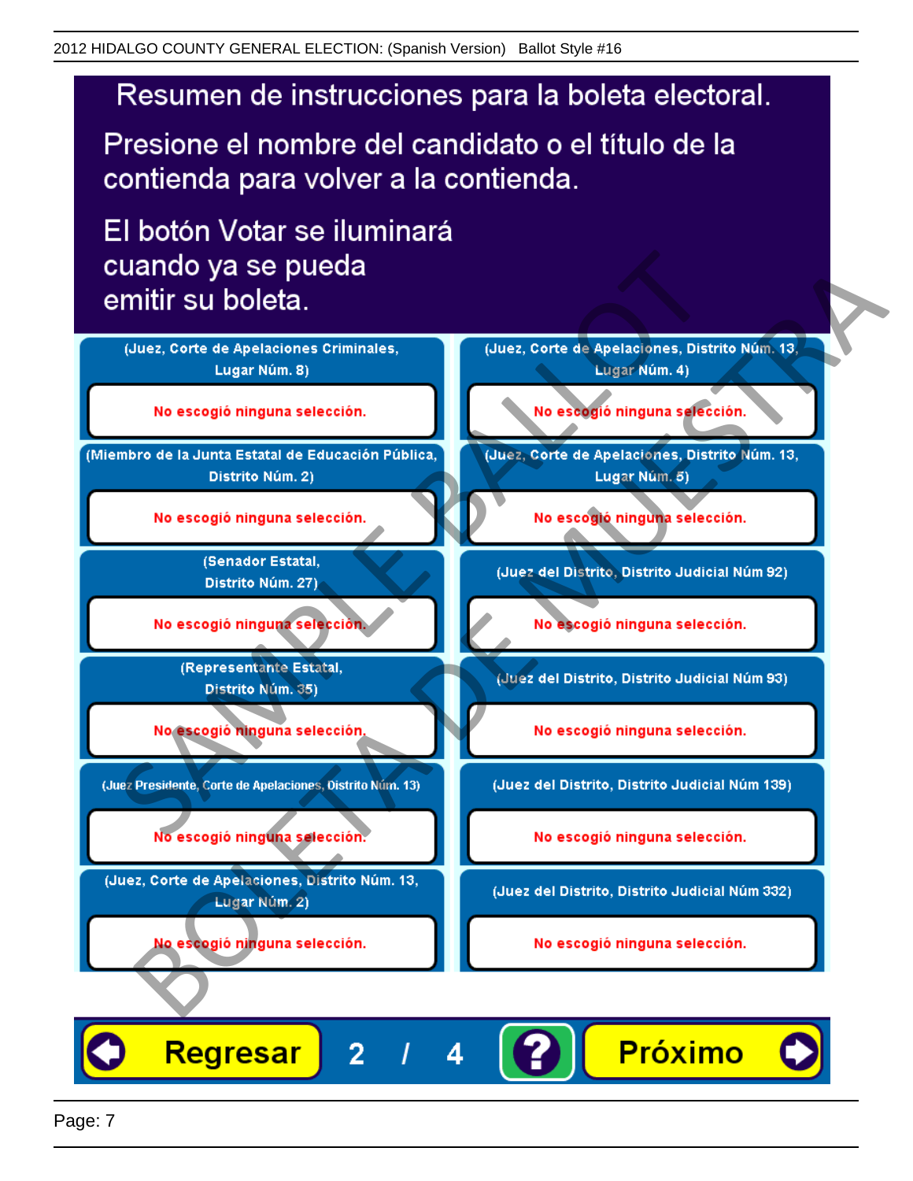# Resumen de instrucciones para la boleta electoral.

Presione el nombre del candidato o el título de la contienda para volver a la contienda.

El botón Votar se iluminará cuando ya se pueda emitir su boleta.

(Juez, Corte de Apelaciones Criminales, Lugar Núm. 8)

No escogió ninguna selección.

(Miembro de la Junta Estatal de Educación Pública, Distrito Núm. 2)

No escogió ninguna selección.

(Senador Estatal, Distrito Núm. 27)

No escogió ninguna selección.

(Representante Estatal, Distrito Núm. 35)

No escogió ninguna selección.

(Juez Presidente, Corte de Apelaciones, Distrito Núm. 13)

No escogió ninguna selección.

(Juez, Corte de Apelaciones, Distrito Núm. 13, Lugar Núm. 2)

No escogió ninguna selección.

(Juez, Corte de Apelaciones, Distrito Núm. 13, Lugar Núm. 4)

No escogió ninguna selección.

(Juez, Corte de Apelaciones, Distrito Núm. 13, Lugar Núm. 5)

No escogió ninguna selección.

(Juez del Distrito, Distrito Judicial Núm 92)

No escogió ninguna selección.

(Juez del Distrito, Distrito Judicial Núm 93)

No escogió ninguna selección.

(Juez del Distrito, Distrito Judicial Núm 139)

No escogió ninguna selección.

(Juez del Distrito, Distrito Judicial Núm 332)

No escogió ninguna selección.

Regresar 2 / 4 ? Próximo

SAMPLE BALLOT BOLETA DE MUESTRA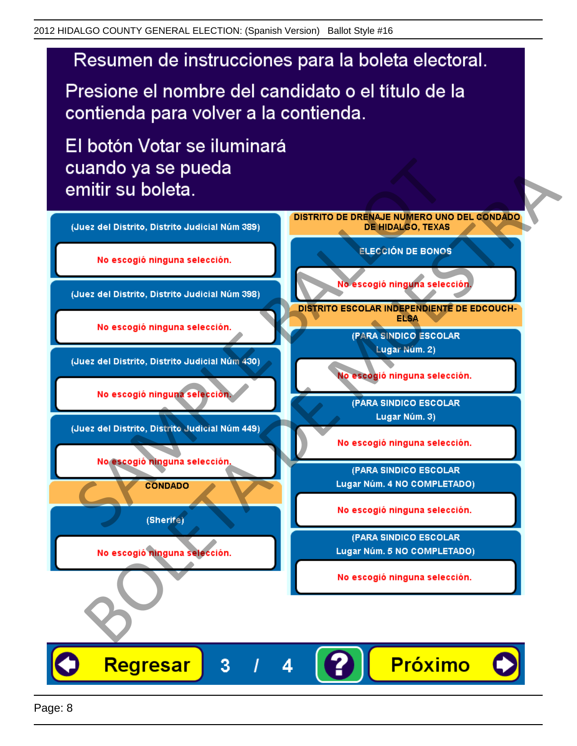# Resumen de instrucciones para la boleta electoral.

Presione el nombre del candidato o el título de la contienda para volver a la contienda.

El botón Votar se iluminará cuando ya se pueda emitir su boleta.

**(Juez del Distrito, Distrito Judicial Núm 389)**

No escogió ninguna selección.

**(Juez del Distrito, Distrito Judicial Núm 398)**

No escogió ninguna selección.

**(Juez del Distrito, Distrito Judicial Núm 430)**

No escogió ninguna selección.

**(Juez del Distrito, Distrito Judicial Núm 449)**

No escogió ninguna selección.

**CONDADO**

**(Sherife)**

No escogió ninguna selección.

**DISTRITO DE DRENAJE NUMERO UNO DEL CONDADO DE HIDALGO, TEXAS**

**ELECCIÓN DE BONOS**

No escogió ninguna selección.

**DISTRITO ESCOLAR INDEPENDIENTE DE EDCOUCH-ELSA**

**(PARA SINDICO ESCOLAR Lugar Núm. 2)**

No escogió ninguna selección.

**(PARA SINDICO ESCOLAR Lugar Núm. 3)**

No escogió ninguna selección.

**(PARA SINDICO ESCOLAR Lugar Núm. 4 NO COMPLETADO)**

No escogió ninguna selección.

**(PARA SINDICO ESCOLAR Lugar Núm. 5 NO COMPLETADO)**

No escogió ninguna selección.

Regresar 3 / 4 ? Próximo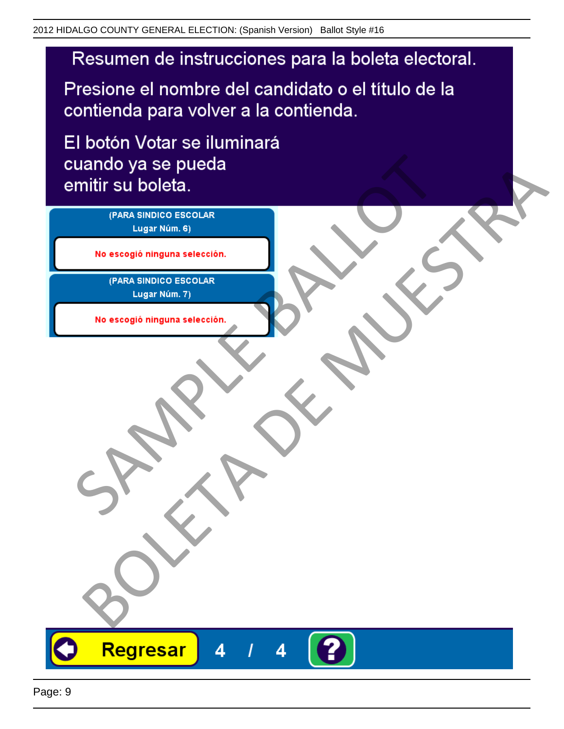Resumen de instrucciones para la boleta electoral.

Presione el nombre del candidato o el título de la contienda para volver a la contienda.

El botón Votar se iluminará cuando ya se pueda emitir su boleta.

(PARA SINDICO ESCOLAR
Lugar Núm. 6)

No escogió ninguna selección.

(PARA SINDICO ESCOLAR
Lugar Núm. 7)

No escogió ninguna selección.

SAMPLE BALLOT

BOLETA DE MUESTRA

Regresar   4 / 4   ?